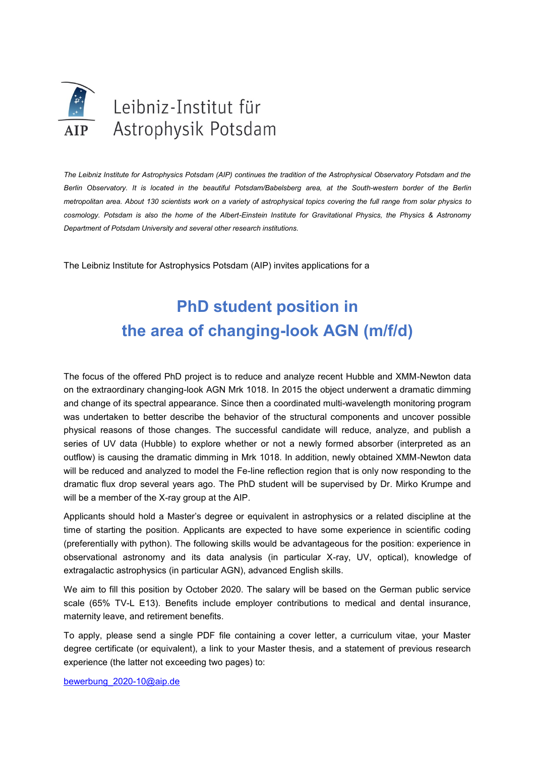Leibniz-Institut für Astrophysik Potsdam

*The Leibniz Institute for Astrophysics Potsdam (AIP) continues the tradition of the Astrophysical Observatory Potsdam and the Berlin Observatory. It is located in the beautiful Potsdam/Babelsberg area, at the South-western border of the Berlin metropolitan area. About 130 scientists work on a variety of astrophysical topics covering the full range from solar physics to cosmology. Potsdam is also the home of the Albert-Einstein Institute for Gravitational Physics, the Physics & Astronomy Department of Potsdam University and several other research institutions.*

The Leibniz Institute for Astrophysics Potsdam (AIP) invites applications for a

# PhD student position in the area of changing-look AGN (m/f/d)

The focus of the offered PhD project is to reduce and analyze recent Hubble and XMM-Newton data on the extraordinary changing-look AGN Mrk 1018. In 2015 the object underwent a dramatic dimming and change of its spectral appearance. Since then a coordinated multi-wavelength monitoring program was undertaken to better describe the behavior of the structural components and uncover possible physical reasons of those changes. The successful candidate will reduce, analyze, and publish a series of UV data (Hubble) to explore whether or not a newly formed absorber (interpreted as an outflow) is causing the dramatic dimming in Mrk 1018. In addition, newly obtained XMM-Newton data will be reduced and analyzed to model the Fe-line reflection region that is only now responding to the dramatic flux drop several years ago. The PhD student will be supervised by Dr. Mirko Krumpe and will be a member of the X-ray group at the AIP.

Applicants should hold a Master's degree or equivalent in astrophysics or a related discipline at the time of starting the position. Applicants are expected to have some experience in scientific coding (preferentially with python). The following skills would be advantageous for the position: experience in observational astronomy and its data analysis (in particular X-ray, UV, optical), knowledge of extragalactic astrophysics (in particular AGN), advanced English skills.

We aim to fill this position by October 2020. The salary will be based on the German public service scale (65% TV-L E13). Benefits include employer contributions to medical and dental insurance, maternity leave, and retirement benefits.

To apply, please send a single PDF file containing a cover letter, a curriculum vitae, your Master degree certificate (or equivalent), a link to your Master thesis, and a statement of previous research experience (the latter not exceeding two pages) to:

bewerbung_2020-10@aip.de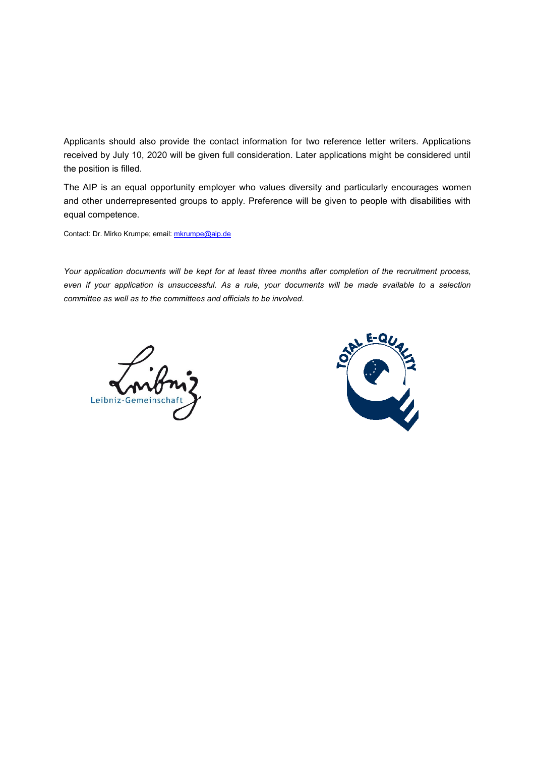Applicants should also provide the contact information for two reference letter writers. Applications received by July 10, 2020 will be given full consideration. Later applications might be considered until the position is filled.

The AIP is an equal opportunity employer who values diversity and particularly encourages women and other underrepresented groups to apply. Preference will be given to people with disabilities with equal competence.

Contact: Dr. Mirko Krumpe; email: mkrumpe@aip.de

*Your application documents will be kept for at least three months after completion of the recruitment process, even if your application is unsuccessful. As a rule, your documents will be made available to a selection committee as well as to the committees and officials to be involved.*

Leibniz-Gemeinschaft

TOTAL E-QUALITY